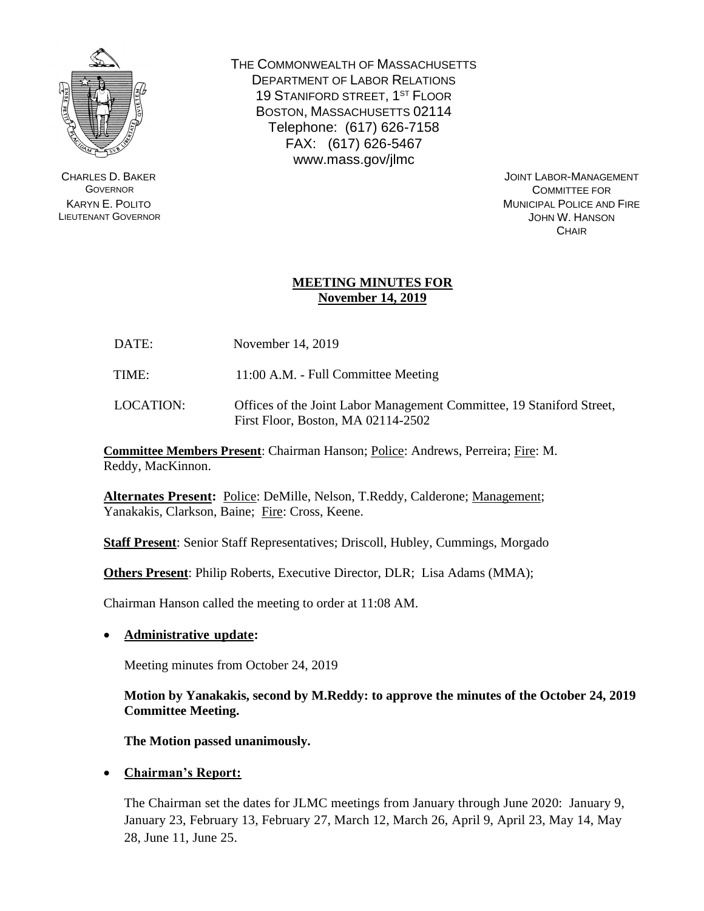THE COMMONWEALTH OF MASSACHUSETTS
DEPARTMENT OF LABOR RELATIONS
19 STANIFORD STREET, 1ST FLOOR
BOSTON, MASSACHUSETTS 02114
Telephone: (617) 626-7158
FAX: (617) 626-5467
www.mass.gov/jlmc

CHARLES D. BAKER
GOVERNOR
KARYN E. POLITO
LIEUTENANT GOVERNOR

JOINT LABOR-MANAGEMENT
COMMITTEE FOR
MUNICIPAL POLICE AND FIRE
JOHN W. HANSON
CHAIR

# MEETING MINUTES FOR November 14, 2019

DATE: November 14, 2019

TIME: 11:00 A.M. - Full Committee Meeting

LOCATION: Offices of the Joint Labor Management Committee, 19 Staniford Street, First Floor, Boston, MA 02114-2502

**Committee Members Present**: Chairman Hanson; Police: Andrews, Perreira; Fire: M. Reddy, MacKinnon.

**Alternates Present:** Police: DeMille, Nelson, T.Reddy, Calderone; Management; Yanakakis, Clarkson, Baine; Fire: Cross, Keene.

**Staff Present**: Senior Staff Representatives; Driscoll, Hubley, Cummings, Morgado

**Others Present**: Philip Roberts, Executive Director, DLR; Lisa Adams (MMA);

Chairman Hanson called the meeting to order at 11:08 AM.

- **Administrative update:**

  Meeting minutes from October 24, 2019

  **Motion by Yanakakis, second by M.Reddy: to approve the minutes of the October 24, 2019 Committee Meeting.**

  **The Motion passed unanimously.**

- **Chairman's Report:**

  The Chairman set the dates for JLMC meetings from January through June 2020: January 9, January 23, February 13, February 27, March 12, March 26, April 9, April 23, May 14, May 28, June 11, June 25.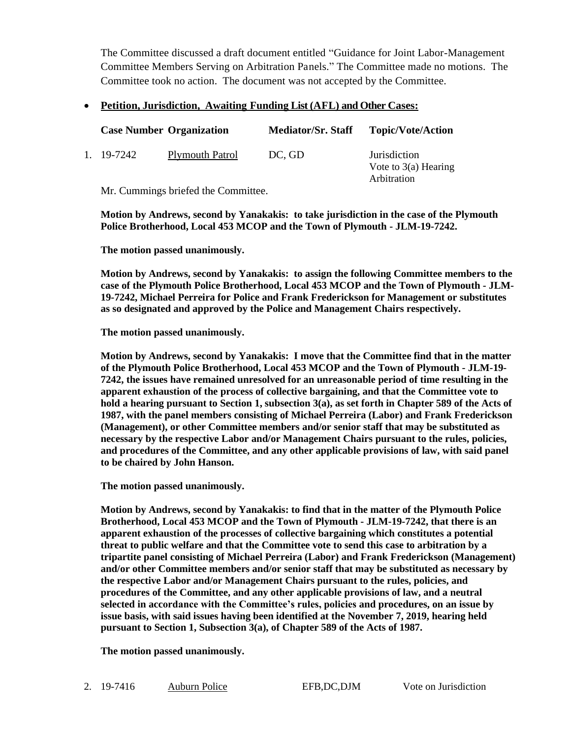The Committee discussed a draft document entitled "Guidance for Joint Labor-Management Committee Members Serving on Arbitration Panels." The Committee made no motions. The Committee took no action. The document was not accepted by the Committee.

- **Petition, Jurisdiction, Awaiting Funding List (AFL) and Other Cases:**

| | Case Number | Organization | Mediator/Sr. Staff | Topic/Vote/Action |
|---|---|---|---|---|
| 1. | 19-7242 | Plymouth Patrol | DC, GD | Jurisdiction<br>Vote to 3(a) Hearing<br>Arbitration |

Mr. Cummings briefed the Committee.

**Motion by Andrews, second by Yanakakis: to take jurisdiction in the case of the Plymouth Police Brotherhood, Local 453 MCOP and the Town of Plymouth - JLM-19-7242.**

**The motion passed unanimously.**

**Motion by Andrews, second by Yanakakis: to assign the following Committee members to the case of the Plymouth Police Brotherhood, Local 453 MCOP and the Town of Plymouth - JLM-19-7242, Michael Perreira for Police and Frank Frederickson for Management or substitutes as so designated and approved by the Police and Management Chairs respectively.**

**The motion passed unanimously.**

**Motion by Andrews, second by Yanakakis: I move that the Committee find that in the matter of the Plymouth Police Brotherhood, Local 453 MCOP and the Town of Plymouth - JLM-19-7242, the issues have remained unresolved for an unreasonable period of time resulting in the apparent exhaustion of the process of collective bargaining, and that the Committee vote to hold a hearing pursuant to Section 1, subsection 3(a), as set forth in Chapter 589 of the Acts of 1987, with the panel members consisting of Michael Perreira (Labor) and Frank Frederickson (Management), or other Committee members and/or senior staff that may be substituted as necessary by the respective Labor and/or Management Chairs pursuant to the rules, policies, and procedures of the Committee, and any other applicable provisions of law, with said panel to be chaired by John Hanson.**

**The motion passed unanimously.**

**Motion by Andrews, second by Yanakakis: to find that in the matter of the Plymouth Police Brotherhood, Local 453 MCOP and the Town of Plymouth - JLM-19-7242, that there is an apparent exhaustion of the processes of collective bargaining which constitutes a potential threat to public welfare and that the Committee vote to send this case to arbitration by a tripartite panel consisting of Michael Perreira (Labor) and Frank Frederickson (Management) and/or other Committee members and/or senior staff that may be substituted as necessary by the respective Labor and/or Management Chairs pursuant to the rules, policies, and procedures of the Committee, and any other applicable provisions of law, and a neutral selected in accordance with the Committee's rules, policies and procedures, on an issue by issue basis, with said issues having been identified at the November 7, 2019, hearing held pursuant to Section 1, Subsection 3(a), of Chapter 589 of the Acts of 1987.**

**The motion passed unanimously.**

| | Case Number | Organization | Mediator/Sr. Staff | Topic/Vote/Action |
|---|---|---|---|---|
| 2. | 19-7416 | Auburn Police | EFB,DC,DJM | Vote on Jurisdiction |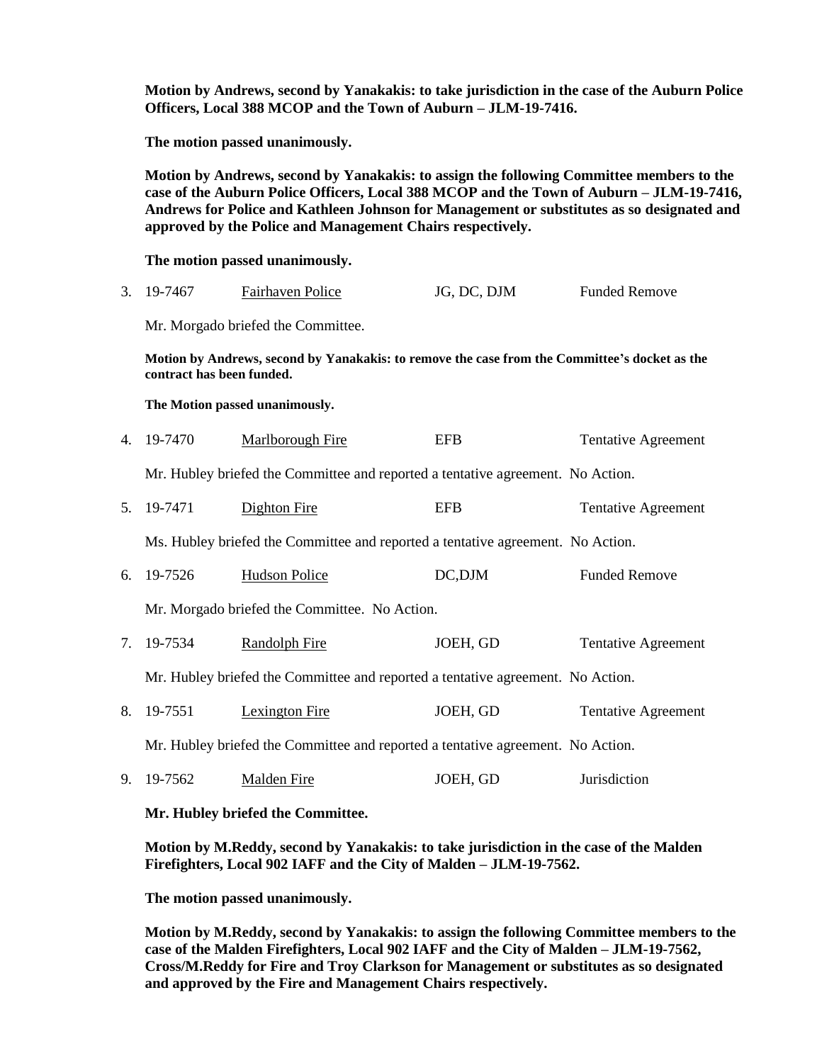**Motion by Andrews, second by Yanakakis: to take jurisdiction in the case of the Auburn Police Officers, Local 388 MCOP and the Town of Auburn – JLM-19-7416.**

**The motion passed unanimously.**

**Motion by Andrews, second by Yanakakis: to assign the following Committee members to the case of the Auburn Police Officers, Local 388 MCOP and the Town of Auburn – JLM-19-7416, Andrews for Police and Kathleen Johnson for Management or substitutes as so designated and approved by the Police and Management Chairs respectively.**

**The motion passed unanimously.**

3. 19-7467 Fairhaven Police JG, DC, DJM Funded Remove

Mr. Morgado briefed the Committee.

**Motion by Andrews, second by Yanakakis: to remove the case from the Committee's docket as the contract has been funded.**

**The Motion passed unanimously.**

4. 19-7470 Marlborough Fire EFB Tentative Agreement

Mr. Hubley briefed the Committee and reported a tentative agreement. No Action.

5. 19-7471 Dighton Fire EFB Tentative Agreement

Ms. Hubley briefed the Committee and reported a tentative agreement. No Action.

6. 19-7526 Hudson Police DC,DJM Funded Remove

Mr. Morgado briefed the Committee. No Action.

7. 19-7534 Randolph Fire JOEH, GD Tentative Agreement

Mr. Hubley briefed the Committee and reported a tentative agreement. No Action.

8. 19-7551 Lexington Fire JOEH, GD Tentative Agreement

Mr. Hubley briefed the Committee and reported a tentative agreement. No Action.

9. 19-7562 Malden Fire JOEH, GD Jurisdiction

**Mr. Hubley briefed the Committee.**

**Motion by M.Reddy, second by Yanakakis: to take jurisdiction in the case of the Malden Firefighters, Local 902 IAFF and the City of Malden – JLM-19-7562.**

**The motion passed unanimously.**

**Motion by M.Reddy, second by Yanakakis: to assign the following Committee members to the case of the Malden Firefighters, Local 902 IAFF and the City of Malden – JLM-19-7562, Cross/M.Reddy for Fire and Troy Clarkson for Management or substitutes as so designated and approved by the Fire and Management Chairs respectively.**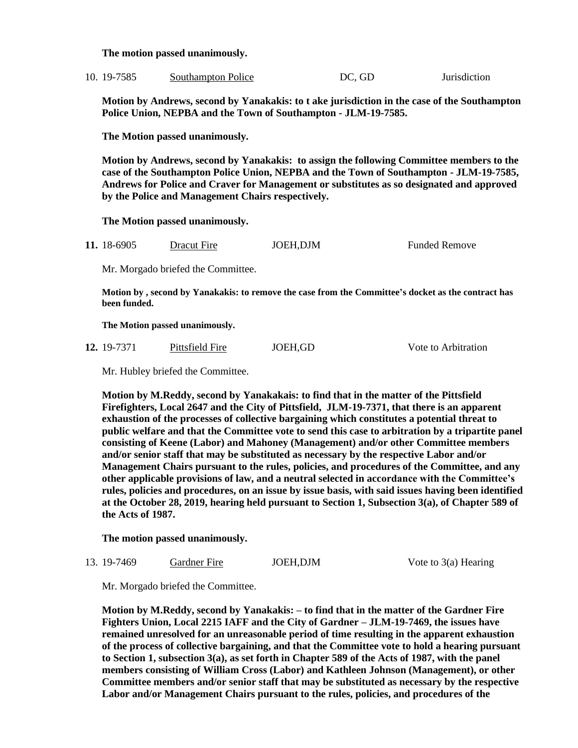**The motion passed unanimously.**

10. 19-7585 Southampton Police DC, GD Jurisdiction

**Motion by Andrews, second by Yanakakis: to t ake jurisdiction in the case of the Southampton Police Union, NEPBA and the Town of Southampton - JLM-19-7585.**

**The Motion passed unanimously.**

**Motion by Andrews, second by Yanakakis: to assign the following Committee members to the case of the Southampton Police Union, NEPBA and the Town of Southampton - JLM-19-7585, Andrews for Police and Craver for Management or substitutes as so designated and approved by the Police and Management Chairs respectively.**

**The Motion passed unanimously.**

**11.** 18-6905 Dracut Fire JOEH,DJM Funded Remove

Mr. Morgado briefed the Committee.

**Motion by , second by Yanakakis: to remove the case from the Committee's docket as the contract has been funded.**

**The Motion passed unanimously.**

**12.** 19-7371 Pittsfield Fire JOEH,GD Vote to Arbitration

Mr. Hubley briefed the Committee.

**Motion by M.Reddy, second by Yanakakais: to find that in the matter of the Pittsfield Firefighters, Local 2647 and the City of Pittsfield, JLM-19-7371, that there is an apparent exhaustion of the processes of collective bargaining which constitutes a potential threat to public welfare and that the Committee vote to send this case to arbitration by a tripartite panel consisting of Keene (Labor) and Mahoney (Management) and/or other Committee members and/or senior staff that may be substituted as necessary by the respective Labor and/or Management Chairs pursuant to the rules, policies, and procedures of the Committee, and any other applicable provisions of law, and a neutral selected in accordance with the Committee's rules, policies and procedures, on an issue by issue basis, with said issues having been identified at the October 28, 2019, hearing held pursuant to Section 1, Subsection 3(a), of Chapter 589 of the Acts of 1987.**

**The motion passed unanimously.**

13. 19-7469 Gardner Fire JOEH,DJM Vote to 3(a) Hearing

Mr. Morgado briefed the Committee.

**Motion by M.Reddy, second by Yanakakis: – to find that in the matter of the Gardner Fire Fighters Union, Local 2215 IAFF and the City of Gardner – JLM-19-7469, the issues have remained unresolved for an unreasonable period of time resulting in the apparent exhaustion of the process of collective bargaining, and that the Committee vote to hold a hearing pursuant to Section 1, subsection 3(a), as set forth in Chapter 589 of the Acts of 1987, with the panel members consisting of William Cross (Labor) and Kathleen Johnson (Management), or other Committee members and/or senior staff that may be substituted as necessary by the respective Labor and/or Management Chairs pursuant to the rules, policies, and procedures of the**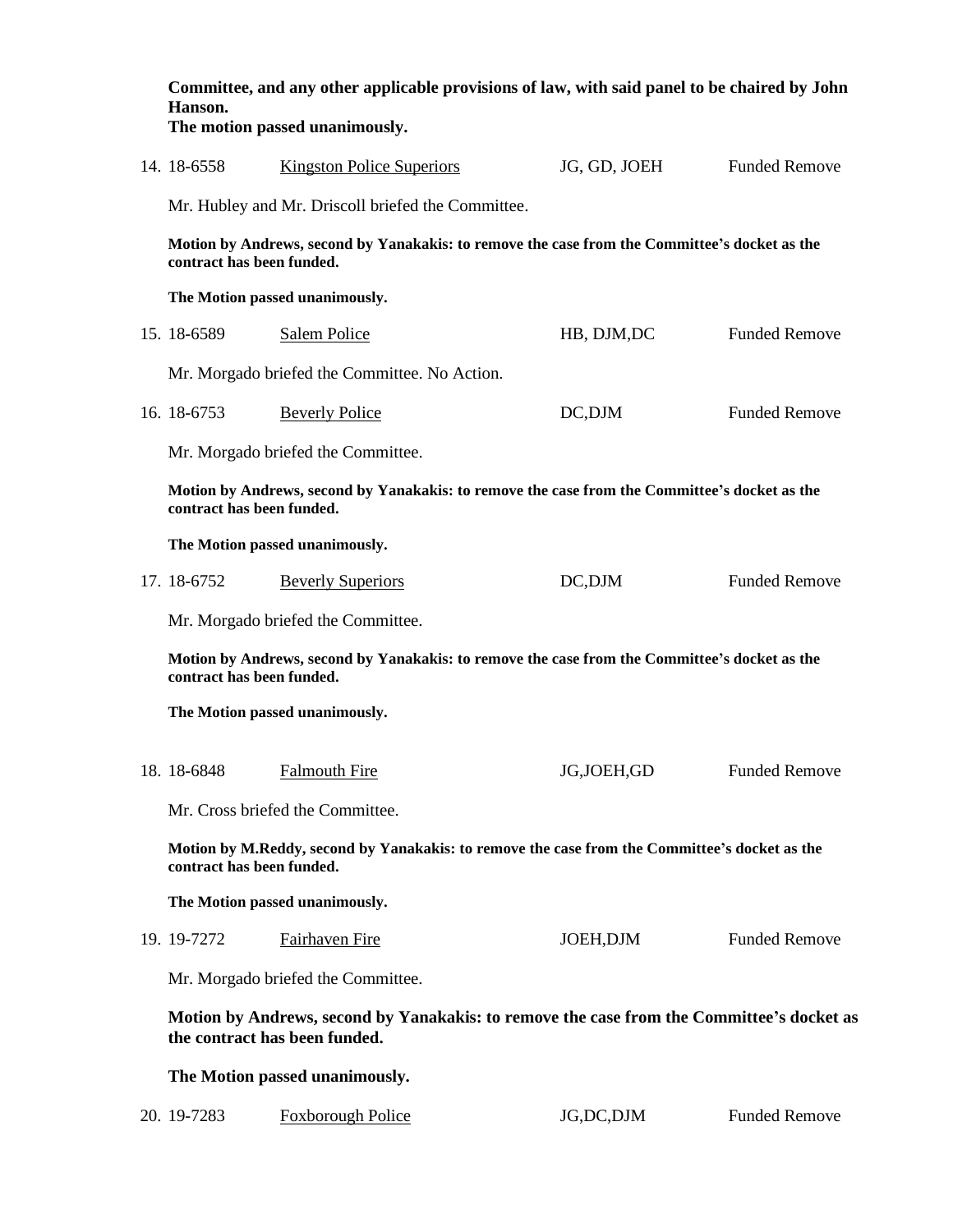**Committee, and any other applicable provisions of law, with said panel to be chaired by John Hanson.**
**The motion passed unanimously.**

14. 18-6558 Kingston Police Superiors JG, GD, JOEH Funded Remove

Mr. Hubley and Mr. Driscoll briefed the Committee.

**Motion by Andrews, second by Yanakakis: to remove the case from the Committee's docket as the contract has been funded.**

**The Motion passed unanimously.**

15. 18-6589 Salem Police HB, DJM,DC Funded Remove

Mr. Morgado briefed the Committee. No Action.

16. 18-6753 Beverly Police DC,DJM Funded Remove

Mr. Morgado briefed the Committee.

**Motion by Andrews, second by Yanakakis: to remove the case from the Committee's docket as the contract has been funded.**

**The Motion passed unanimously.**

17. 18-6752 Beverly Superiors DC,DJM Funded Remove

Mr. Morgado briefed the Committee.

**Motion by Andrews, second by Yanakakis: to remove the case from the Committee's docket as the contract has been funded.**

**The Motion passed unanimously.**

18. 18-6848 Falmouth Fire JG,JOEH,GD Funded Remove

Mr. Cross briefed the Committee.

**Motion by M.Reddy, second by Yanakakis: to remove the case from the Committee's docket as the contract has been funded.**

**The Motion passed unanimously.**

19. 19-7272 Fairhaven Fire JOEH,DJM Funded Remove

Mr. Morgado briefed the Committee.

**Motion by Andrews, second by Yanakakis: to remove the case from the Committee's docket as the contract has been funded.**

**The Motion passed unanimously.**

20. 19-7283 Foxborough Police JG,DC,DJM Funded Remove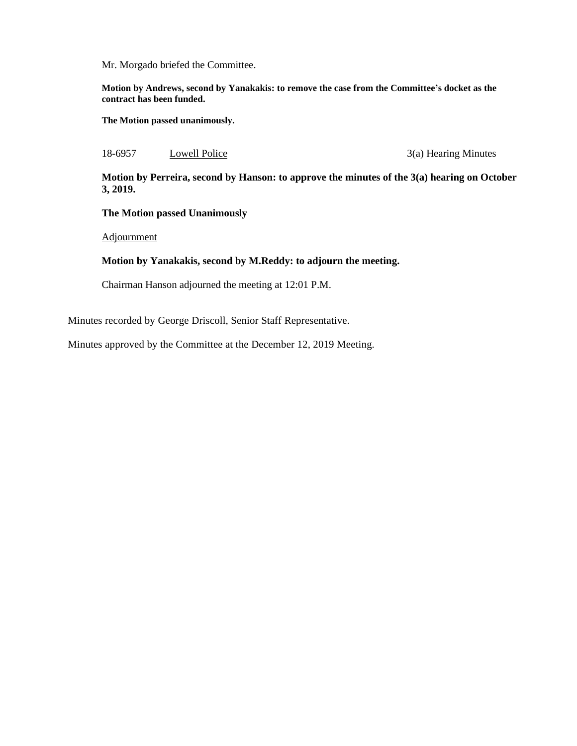Mr. Morgado briefed the Committee.

**Motion by Andrews, second by Yanakakis: to remove the case from the Committee's docket as the contract has been funded.**

**The Motion passed unanimously.**

18-6957 Lowell Police 3(a) Hearing Minutes

**Motion by Perreira, second by Hanson: to approve the minutes of the 3(a) hearing on October 3, 2019.**

**The Motion passed Unanimously**

Adjournment

**Motion by Yanakakis, second by M.Reddy: to adjourn the meeting.**

Chairman Hanson adjourned the meeting at 12:01 P.M.

Minutes recorded by George Driscoll, Senior Staff Representative.

Minutes approved by the Committee at the December 12, 2019 Meeting.